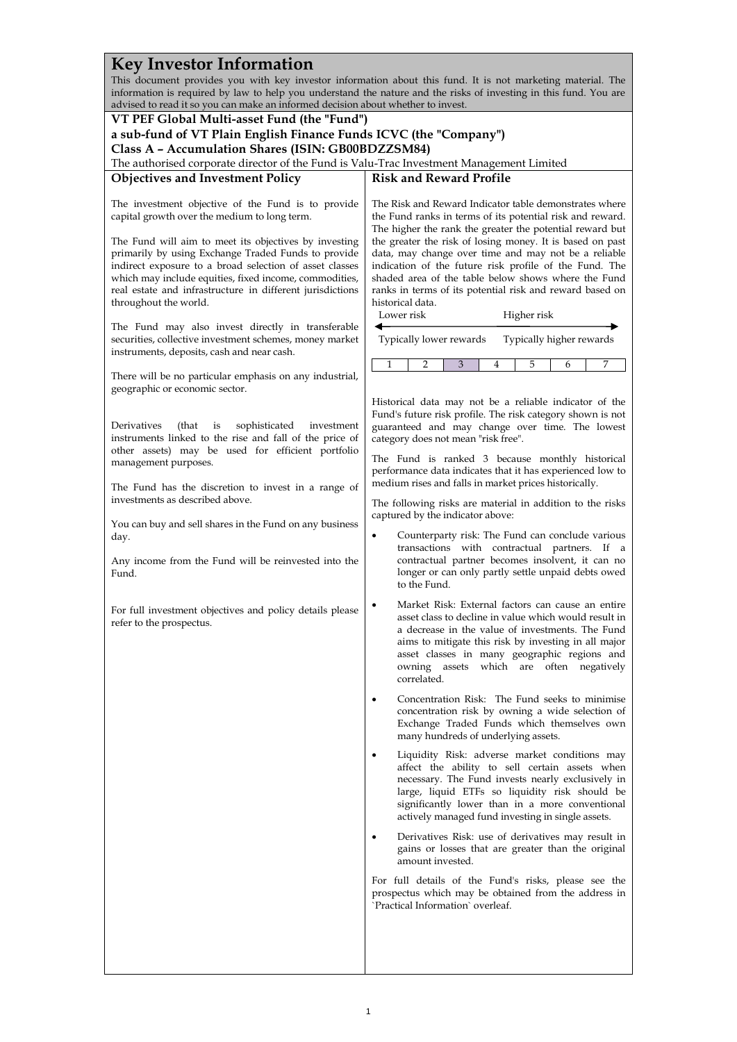# Key Investor Information

This document provides you with key investor information about this fund. It is not marketing material. The information is required by law to help you understand the nature and the risks of investing in this fund. You are advised to read it so you can make an informed decision about whether to invest.

**VT PEF Global Multi-asset Fund (the "Fund")**
**a sub-fund of VT Plain English Finance Funds ICVC (the "Company")**
**Class A – Accumulation Shares (ISIN: GB00BDZZSM84)**

The authorised corporate director of the Fund is Valu-Trac Investment Management Limited

## Objectives and Investment Policy

The investment objective of the Fund is to provide capital growth over the medium to long term.

The Fund will aim to meet its objectives by investing primarily by using Exchange Traded Funds to provide indirect exposure to a broad selection of asset classes which may include equities, fixed income, commodities, real estate and infrastructure in different jurisdictions throughout the world.

The Fund may also invest directly in transferable securities, collective investment schemes, money market instruments, deposits, cash and near cash.

There will be no particular emphasis on any industrial, geographic or economic sector.

Derivatives (that is sophisticated investment instruments linked to the rise and fall of the price of other assets) may be used for efficient portfolio management purposes.

The Fund has the discretion to invest in a range of investments as described above.

You can buy and sell shares in the Fund on any business day.

Any income from the Fund will be reinvested into the Fund.

For full investment objectives and policy details please refer to the prospectus.

## Risk and Reward Profile

The Risk and Reward Indicator table demonstrates where the Fund ranks in terms of its potential risk and reward. The higher the rank the greater the potential reward but the greater the risk of losing money. It is based on past data, may change over time and may not be a reliable indication of the future risk profile of the Fund. The shaded area of the table below shows where the Fund ranks in terms of its potential risk and reward based on historical data.

Lower risk ← → Higher risk

Typically lower rewards — Typically higher rewards

| 1 | 2 | **3** | 4 | 5 | 6 | 7 |
|---|---|---|---|---|---|---|

Historical data may not be a reliable indicator of the Fund's future risk profile. The risk category shown is not guaranteed and may change over time. The lowest category does not mean "risk free".

The Fund is ranked 3 because monthly historical performance data indicates that it has experienced low to medium rises and falls in market prices historically.

The following risks are material in addition to the risks captured by the indicator above:

- Counterparty risk: The Fund can conclude various transactions with contractual partners. If a contractual partner becomes insolvent, it can no longer or can only partly settle unpaid debts owed to the Fund.
- Market Risk: External factors can cause an entire asset class to decline in value which would result in a decrease in the value of investments. The Fund aims to mitigate this risk by investing in all major asset classes in many geographic regions and owning assets which are often negatively correlated.
- Concentration Risk: The Fund seeks to minimise concentration risk by owning a wide selection of Exchange Traded Funds which themselves own many hundreds of underlying assets.
- Liquidity Risk: adverse market conditions may affect the ability to sell certain assets when necessary. The Fund invests nearly exclusively in large, liquid ETFs so liquidity risk should be significantly lower than in a more conventional actively managed fund investing in single assets.
- Derivatives Risk: use of derivatives may result in gains or losses that are greater than the original amount invested.

For full details of the Fund's risks, please see the prospectus which may be obtained from the address in `Practical Information` overleaf.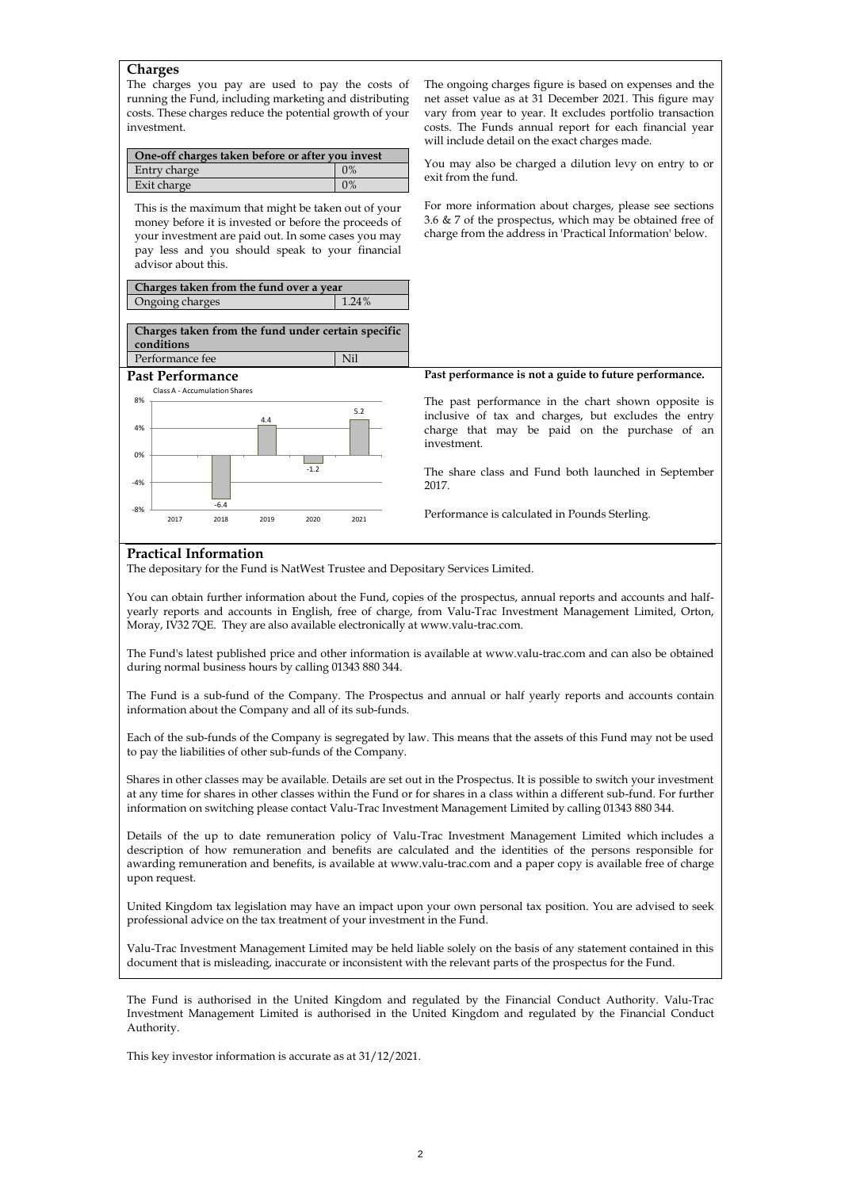## Charges

The charges you pay are used to pay the costs of running the Fund, including marketing and distributing costs. These charges reduce the potential growth of your investment.

| One-off charges taken before or after you invest | |
|---|---|
| Entry charge | 0% |
| Exit charge | 0% |

This is the maximum that might be taken out of your money before it is invested or before the proceeds of your investment are paid out. In some cases you may pay less and you should speak to your financial advisor about this.

| Charges taken from the fund over a year | |
|---|---|
| Ongoing charges | 1.24% |

| Charges taken from the fund under certain specific conditions | |
|---|---|
| Performance fee | Nil |

The ongoing charges figure is based on expenses and the net asset value as at 31 December 2021. This figure may vary from year to year. It excludes portfolio transaction costs. The Funds annual report for each financial year will include detail on the exact charges made.

You may also be charged a dilution levy on entry to or exit from the fund.

For more information about charges, please see sections 3.6 & 7 of the prospectus, which may be obtained free of charge from the address in 'Practical Information' below.

## Past Performance

Class A - Accumulation Shares

8%
4%
0%
-4%
-8%

2017
2018: -6.4
2019: 4.4
2020: -1.2
2021: 5.2

**Past performance is not a guide to future performance.**

The past performance in the chart shown opposite is inclusive of tax and charges, but excludes the entry charge that may be paid on the purchase of an investment.

The share class and Fund both launched in September 2017.

Performance is calculated in Pounds Sterling.

## Practical Information

The depositary for the Fund is NatWest Trustee and Depositary Services Limited.

You can obtain further information about the Fund, copies of the prospectus, annual reports and accounts and half-yearly reports and accounts in English, free of charge, from Valu-Trac Investment Management Limited, Orton, Moray, IV32 7QE. They are also available electronically at www.valu-trac.com.

The Fund's latest published price and other information is available at www.valu-trac.com and can also be obtained during normal business hours by calling 01343 880 344.

The Fund is a sub-fund of the Company. The Prospectus and annual or half yearly reports and accounts contain information about the Company and all of its sub-funds.

Each of the sub-funds of the Company is segregated by law. This means that the assets of this Fund may not be used to pay the liabilities of other sub-funds of the Company.

Shares in other classes may be available. Details are set out in the Prospectus. It is possible to switch your investment at any time for shares in other classes within the Fund or for shares in a class within a different sub-fund. For further information on switching please contact Valu-Trac Investment Management Limited by calling 01343 880 344.

Details of the up to date remuneration policy of Valu-Trac Investment Management Limited which includes a description of how remuneration and benefits are calculated and the identities of the persons responsible for awarding remuneration and benefits, is available at www.valu-trac.com and a paper copy is available free of charge upon request.

United Kingdom tax legislation may have an impact upon your own personal tax position. You are advised to seek professional advice on the tax treatment of your investment in the Fund.

Valu-Trac Investment Management Limited may be held liable solely on the basis of any statement contained in this document that is misleading, inaccurate or inconsistent with the relevant parts of the prospectus for the Fund.

The Fund is authorised in the United Kingdom and regulated by the Financial Conduct Authority. Valu-Trac Investment Management Limited is authorised in the United Kingdom and regulated by the Financial Conduct Authority.

This key investor information is accurate as at 31/12/2021.